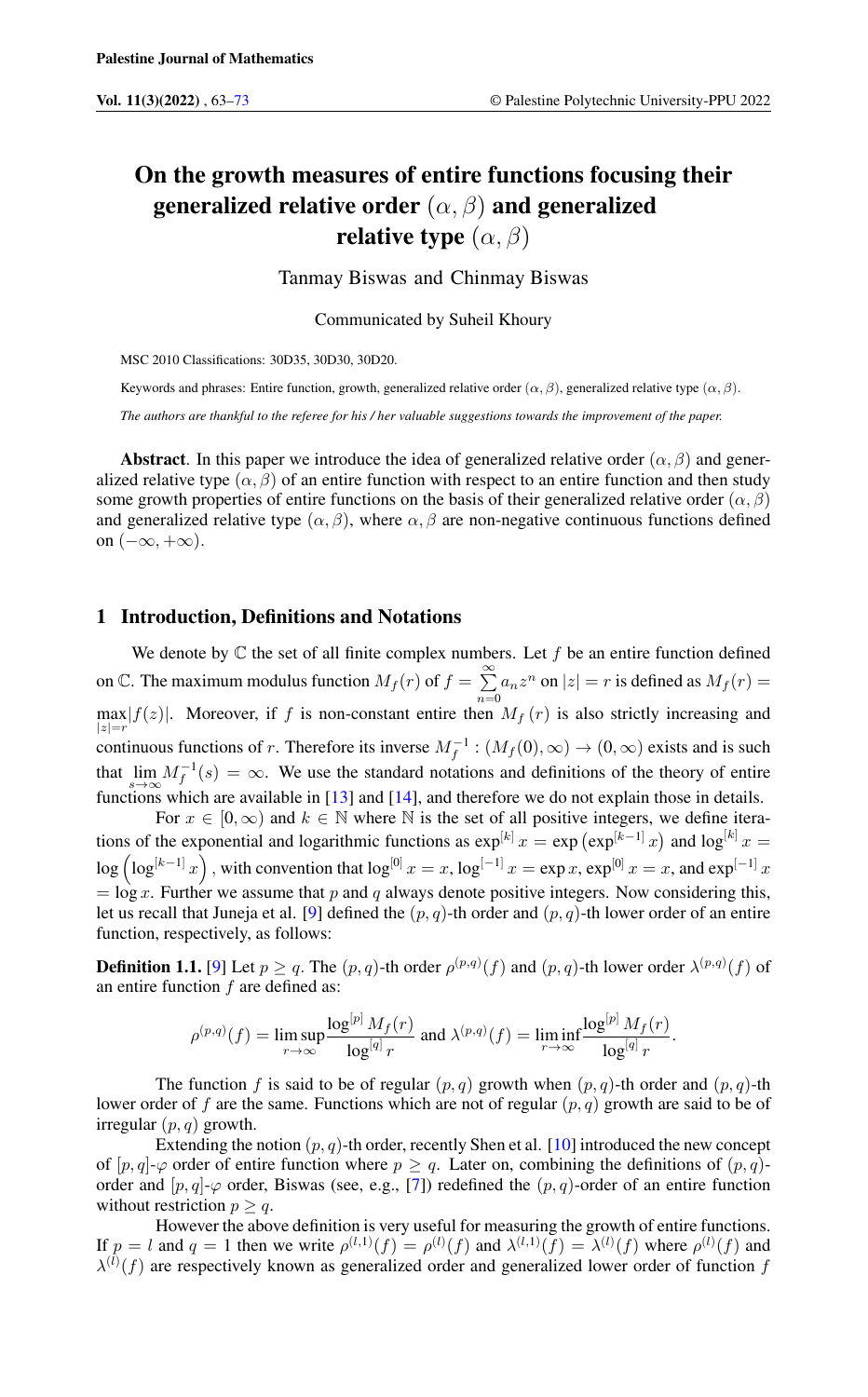# On the growth measures of entire functions focusing their generalized relative order $(\alpha, \beta)$ and generalized relative type $(\alpha, \beta)$

Tanmay Biswas and Chinmay Biswas

Communicated by Suheil Khoury

MSC 2010 Classifications: 30D35, 30D30, 30D20.

Keywords and phrases: Entire function, growth, generalized relative order $(\alpha, \beta)$, generalized relative type $(\alpha, \beta)$.

*The authors are thankful to the referee for his / her valuable suggestions towards the improvement of the paper.*

**Abstract**. In this paper we introduce the idea of generalized relative order $(\alpha, \beta)$ and generalized relative type $(\alpha, \beta)$ of an entire function with respect to an entire function and then study some growth properties of entire functions on the basis of their generalized relative order $(\alpha, \beta)$ and generalized relative type $(\alpha, \beta)$, where $\alpha, \beta$ are non-negative continuous functions defined on $(-\infty, +\infty)$.

## 1 Introduction, Definitions and Notations

We denote by $\mathbb{C}$ the set of all finite complex numbers. Let $f$ be an entire function defined on $\mathbb{C}$. The maximum modulus function $M_f(r)$ of $f = \sum_{n=0}^{\infty} a_n z^n$ on $|z| = r$ is defined as $M_f(r) = \max_{|z|=r} |f(z)|$. Moreover, if $f$ is non-constant entire then $M_f(r)$ is also strictly increasing and continuous functions of $r$. Therefore its inverse $M_f^{-1} : (M_f(0), \infty) \to (0, \infty)$ exists and is such that $\lim_{s \to \infty} M_f^{-1}(s) = \infty$. We use the standard notations and definitions of the theory of entire functions which are available in [13] and [14], and therefore we do not explain those in details.

For $x \in [0, \infty)$ and $k \in \mathbb{N}$ where $\mathbb{N}$ is the set of all positive integers, we define iterations of the exponential and logarithmic functions as $\exp^{[k]} x = \exp\left(\exp^{[k-1]} x\right)$ and $\log^{[k]} x = \log\left(\log^{[k-1]} x\right)$, with convention that $\log^{[0]} x = x$, $\log^{[-1]} x = \exp x$, $\exp^{[0]} x = x$, and $\exp^{[-1]} x = \log x$. Further we assume that $p$ and $q$ always denote positive integers. Now considering this, let us recall that Juneja et al. [9] defined the $(p, q)$-th order and $(p, q)$-th lower order of an entire function, respectively, as follows:

**Definition 1.1.** [9] Let $p \geq q$. The $(p, q)$-th order $\rho^{(p,q)}(f)$ and $(p, q)$-th lower order $\lambda^{(p,q)}(f)$ of an entire function $f$ are defined as:

$$\rho^{(p,q)}(f) = \limsup_{r \to \infty} \frac{\log^{[p]} M_f(r)}{\log^{[q]} r} \text{ and } \lambda^{(p,q)}(f) = \liminf_{r \to \infty} \frac{\log^{[p]} M_f(r)}{\log^{[q]} r}.$$

The function $f$ is said to be of regular $(p, q)$ growth when $(p, q)$-th order and $(p, q)$-th lower order of $f$ are the same. Functions which are not of regular $(p, q)$ growth are said to be of irregular $(p, q)$ growth.

Extending the notion $(p, q)$-th order, recently Shen et al. [10] introduced the new concept of $[p, q]$-$\varphi$ order of entire function where $p \geq q$. Later on, combining the definitions of $(p, q)$-order and $[p, q]$-$\varphi$ order, Biswas (see, e.g., [7]) redefined the $(p, q)$-order of an entire function without restriction $p \geq q$.

However the above definition is very useful for measuring the growth of entire functions. If $p = l$ and $q = 1$ then we write $\rho^{(l,1)}(f) = \rho^{(l)}(f)$ and $\lambda^{(l,1)}(f) = \lambda^{(l)}(f)$ where $\rho^{(l)}(f)$ and $\lambda^{(l)}(f)$ are respectively known as generalized order and generalized lower order of function $f$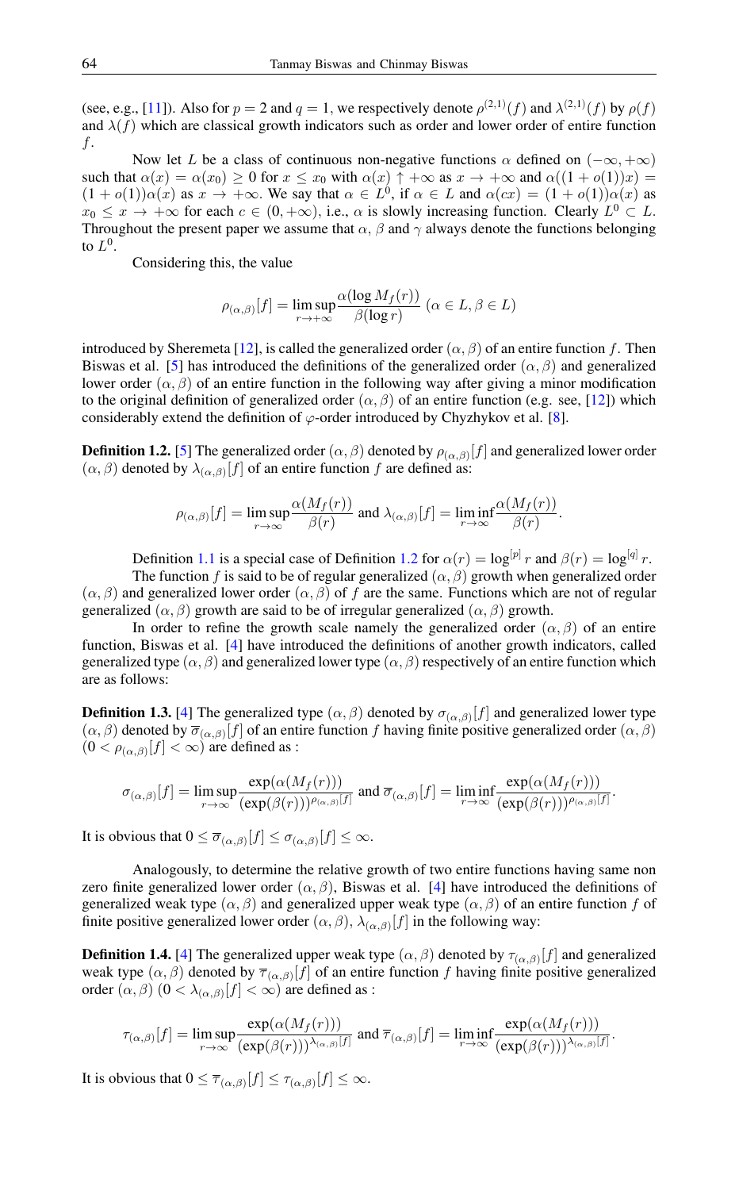(see, e.g., [11]). Also for $p = 2$ and $q = 1$, we respectively denote $\rho^{(2,1)}(f)$ and $\lambda^{(2,1)}(f)$ by $\rho(f)$ and $\lambda(f)$ which are classical growth indicators such as order and lower order of entire function $f$.

Now let $L$ be a class of continuous non-negative functions $\alpha$ defined on $(-\infty, +\infty)$ such that $\alpha(x) = \alpha(x_0) \geq 0$ for $x \leq x_0$ with $\alpha(x) \uparrow +\infty$ as $x \to +\infty$ and $\alpha((1 + o(1))x) = (1 + o(1))\alpha(x)$ as $x \to +\infty$. We say that $\alpha \in L^0$, if $\alpha \in L$ and $\alpha(cx) = (1 + o(1))\alpha(x)$ as $x_0 \leq x \to +\infty$ for each $c \in (0, +\infty)$, i.e., $\alpha$ is slowly increasing function. Clearly $L^0 \subset L$. Throughout the present paper we assume that $\alpha$, $\beta$ and $\gamma$ always denote the functions belonging to $L^0$.

Considering this, the value

$$\rho_{(\alpha,\beta)}[f] = \limsup_{r \to +\infty} \frac{\alpha(\log M_f(r))}{\beta(\log r)} \ (\alpha \in L, \beta \in L)$$

introduced by Sheremeta [12], is called the generalized order $(\alpha, \beta)$ of an entire function $f$. Then Biswas et al. [5] has introduced the definitions of the generalized order $(\alpha, \beta)$ and generalized lower order $(\alpha, \beta)$ of an entire function in the following way after giving a minor modification to the original definition of generalized order $(\alpha, \beta)$ of an entire function (e.g. see, [12]) which considerably extend the definition of $\varphi$-order introduced by Chyzhykov et al. [8].

**Definition 1.2.** [5] The generalized order $(\alpha, \beta)$ denoted by $\rho_{(\alpha,\beta)}[f]$ and generalized lower order $(\alpha, \beta)$ denoted by $\lambda_{(\alpha,\beta)}[f]$ of an entire function $f$ are defined as:

$$\rho_{(\alpha,\beta)}[f] = \limsup_{r \to \infty} \frac{\alpha(M_f(r))}{\beta(r)} \text{ and } \lambda_{(\alpha,\beta)}[f] = \liminf_{r \to \infty} \frac{\alpha(M_f(r))}{\beta(r)}.$$

Definition 1.1 is a special case of Definition 1.2 for $\alpha(r) = \log^{[p]} r$ and $\beta(r) = \log^{[q]} r$.

The function $f$ is said to be of regular generalized $(\alpha, \beta)$ growth when generalized order $(\alpha, \beta)$ and generalized lower order $(\alpha, \beta)$ of $f$ are the same. Functions which are not of regular generalized $(\alpha, \beta)$ growth are said to be of irregular generalized $(\alpha, \beta)$ growth.

In order to refine the growth scale namely the generalized order $(\alpha, \beta)$ of an entire function, Biswas et al. [4] have introduced the definitions of another growth indicators, called generalized type $(\alpha, \beta)$ and generalized lower type $(\alpha, \beta)$ respectively of an entire function which are as follows:

**Definition 1.3.** [4] The generalized type $(\alpha, \beta)$ denoted by $\sigma_{(\alpha,\beta)}[f]$ and generalized lower type $(\alpha, \beta)$ denoted by $\overline{\sigma}_{(\alpha,\beta)}[f]$ of an entire function $f$ having finite positive generalized order $(\alpha, \beta)$ $(0 < \rho_{(\alpha,\beta)}[f] < \infty)$ are defined as :

$$\sigma_{(\alpha,\beta)}[f] = \limsup_{r \to \infty} \frac{\exp(\alpha(M_f(r)))}{(\exp(\beta(r)))^{\rho_{(\alpha,\beta)}[f]}} \text{ and } \overline{\sigma}_{(\alpha,\beta)}[f] = \liminf_{r \to \infty} \frac{\exp(\alpha(M_f(r)))}{(\exp(\beta(r)))^{\rho_{(\alpha,\beta)}[f]}}.$$

It is obvious that $0 \leq \overline{\sigma}_{(\alpha,\beta)}[f] \leq \sigma_{(\alpha,\beta)}[f] \leq \infty$.

Analogously, to determine the relative growth of two entire functions having same non zero finite generalized lower order $(\alpha, \beta)$, Biswas et al. [4] have introduced the definitions of generalized weak type $(\alpha, \beta)$ and generalized upper weak type $(\alpha, \beta)$ of an entire function $f$ of finite positive generalized lower order $(\alpha, \beta)$, $\lambda_{(\alpha,\beta)}[f]$ in the following way:

**Definition 1.4.** [4] The generalized upper weak type $(\alpha, \beta)$ denoted by $\tau_{(\alpha,\beta)}[f]$ and generalized weak type $(\alpha, \beta)$ denoted by $\overline{\tau}_{(\alpha,\beta)}[f]$ of an entire function $f$ having finite positive generalized order $(\alpha, \beta)$ $(0 < \lambda_{(\alpha,\beta)}[f] < \infty)$ are defined as :

$$\tau_{(\alpha,\beta)}[f] = \limsup_{r \to \infty} \frac{\exp(\alpha(M_f(r)))}{(\exp(\beta(r)))^{\lambda_{(\alpha,\beta)}[f]}} \text{ and } \overline{\tau}_{(\alpha,\beta)}[f] = \liminf_{r \to \infty} \frac{\exp(\alpha(M_f(r)))}{(\exp(\beta(r)))^{\lambda_{(\alpha,\beta)}[f]}}.$$

It is obvious that $0 \leq \overline{\tau}_{(\alpha,\beta)}[f] \leq \tau_{(\alpha,\beta)}[f] \leq \infty$.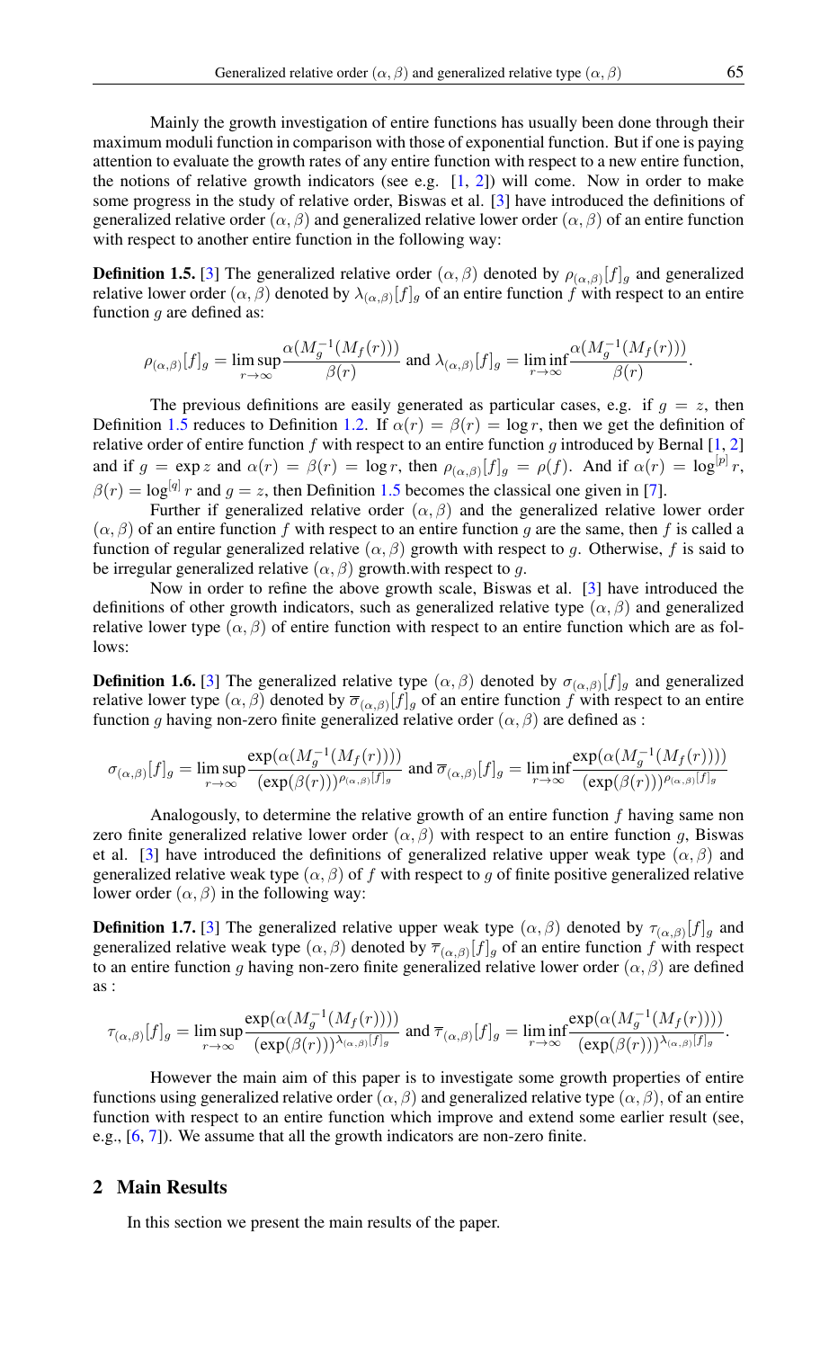Mainly the growth investigation of entire functions has usually been done through their maximum moduli function in comparison with those of exponential function. But if one is paying attention to evaluate the growth rates of any entire function with respect to a new entire function, the notions of relative growth indicators (see e.g. [1, 2]) will come. Now in order to make some progress in the study of relative order, Biswas et al. [3] have introduced the definitions of generalized relative order $(\alpha, \beta)$ and generalized relative lower order $(\alpha, \beta)$ of an entire function with respect to another entire function in the following way:

**Definition 1.5.** [3] The generalized relative order $(\alpha, \beta)$ denoted by $\rho_{(\alpha,\beta)}[f]_g$ and generalized relative lower order $(\alpha, \beta)$ denoted by $\lambda_{(\alpha,\beta)}[f]_g$ of an entire function $f$ with respect to an entire function $g$ are defined as:

$$\rho_{(\alpha,\beta)}[f]_g = \limsup_{r\to\infty} \frac{\alpha(M_g^{-1}(M_f(r)))}{\beta(r)} \text{ and } \lambda_{(\alpha,\beta)}[f]_g = \liminf_{r\to\infty} \frac{\alpha(M_g^{-1}(M_f(r)))}{\beta(r)}.$$

The previous definitions are easily generated as particular cases, e.g. if $g = z$, then Definition 1.5 reduces to Definition 1.2. If $\alpha(r) = \beta(r) = \log r$, then we get the definition of relative order of entire function $f$ with respect to an entire function $g$ introduced by Bernal [1, 2] and if $g = \exp z$ and $\alpha(r) = \beta(r) = \log r$, then $\rho_{(\alpha,\beta)}[f]_g = \rho(f)$. And if $\alpha(r) = \log^{[p]} r$, $\beta(r) = \log^{[q]} r$ and $g = z$, then Definition 1.5 becomes the classical one given in [7].

Further if generalized relative order $(\alpha, \beta)$ and the generalized relative lower order $(\alpha, \beta)$ of an entire function $f$ with respect to an entire function $g$ are the same, then $f$ is called a function of regular generalized relative $(\alpha, \beta)$ growth with respect to $g$. Otherwise, $f$ is said to be irregular generalized relative $(\alpha, \beta)$ growth.with respect to $g$.

Now in order to refine the above growth scale, Biswas et al. [3] have introduced the definitions of other growth indicators, such as generalized relative type $(\alpha, \beta)$ and generalized relative lower type $(\alpha, \beta)$ of entire function with respect to an entire function which are as follows:

**Definition 1.6.** [3] The generalized relative type $(\alpha, \beta)$ denoted by $\sigma_{(\alpha,\beta)}[f]_g$ and generalized relative lower type $(\alpha, \beta)$ denoted by $\overline{\sigma}_{(\alpha,\beta)}[f]_g$ of an entire function $f$ with respect to an entire function $g$ having non-zero finite generalized relative order $(\alpha, \beta)$ are defined as :

$$\sigma_{(\alpha,\beta)}[f]_g = \limsup_{r\to\infty} \frac{\exp(\alpha(M_g^{-1}(M_f(r))))}{(\exp(\beta(r)))^{\rho_{(\alpha,\beta)}[f]_g}} \text{ and } \overline{\sigma}_{(\alpha,\beta)}[f]_g = \liminf_{r\to\infty} \frac{\exp(\alpha(M_g^{-1}(M_f(r))))}{(\exp(\beta(r)))^{\rho_{(\alpha,\beta)}[f]_g}}$$

Analogously, to determine the relative growth of an entire function $f$ having same non zero finite generalized relative lower order $(\alpha, \beta)$ with respect to an entire function $g$, Biswas et al. [3] have introduced the definitions of generalized relative upper weak type $(\alpha, \beta)$ and generalized relative weak type $(\alpha, \beta)$ of $f$ with respect to $g$ of finite positive generalized relative lower order $(\alpha, \beta)$ in the following way:

**Definition 1.7.** [3] The generalized relative upper weak type $(\alpha, \beta)$ denoted by $\tau_{(\alpha,\beta)}[f]_g$ and generalized relative weak type $(\alpha, \beta)$ denoted by $\overline{\tau}_{(\alpha,\beta)}[f]_g$ of an entire function $f$ with respect to an entire function $g$ having non-zero finite generalized relative lower order $(\alpha, \beta)$ are defined as :

$$\tau_{(\alpha,\beta)}[f]_g = \limsup_{r\to\infty} \frac{\exp(\alpha(M_g^{-1}(M_f(r))))}{(\exp(\beta(r)))^{\lambda_{(\alpha,\beta)}[f]_g}} \text{ and } \overline{\tau}_{(\alpha,\beta)}[f]_g = \liminf_{r\to\infty} \frac{\exp(\alpha(M_g^{-1}(M_f(r))))}{(\exp(\beta(r)))^{\lambda_{(\alpha,\beta)}[f]_g}}.$$

However the main aim of this paper is to investigate some growth properties of entire functions using generalized relative order $(\alpha, \beta)$ and generalized relative type $(\alpha, \beta)$, of an entire function with respect to an entire function which improve and extend some earlier result (see, e.g., [6, 7]). We assume that all the growth indicators are non-zero finite.

## 2 Main Results

In this section we present the main results of the paper.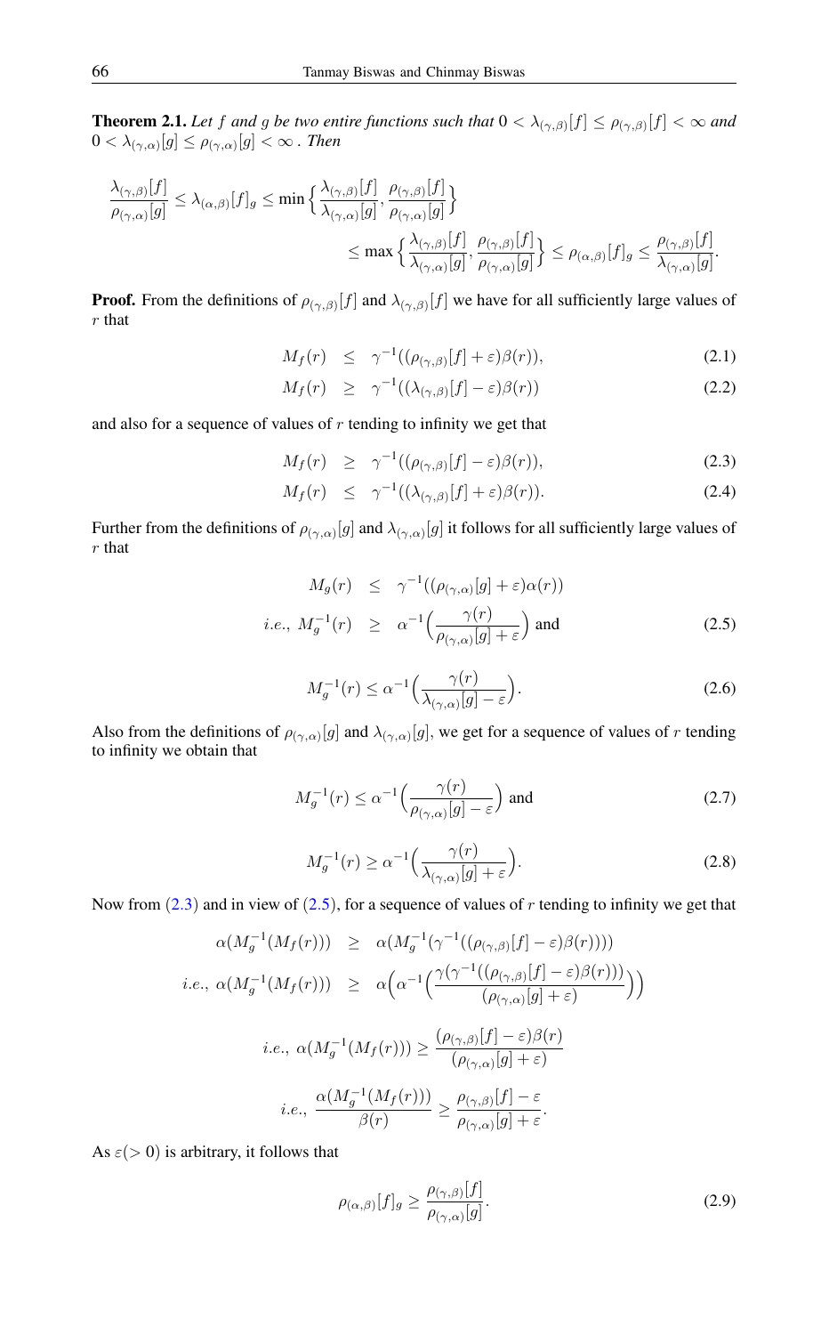**Theorem 2.1.** *Let $f$ and $g$ be two entire functions such that $0 < \lambda_{(\gamma,\beta)}[f] \le \rho_{(\gamma,\beta)}[f] < \infty$ and $0 < \lambda_{(\gamma,\alpha)}[g] \le \rho_{(\gamma,\alpha)}[g] < \infty$ . Then*

$$\frac{\lambda_{(\gamma,\beta)}[f]}{\rho_{(\gamma,\alpha)}[g]} \le \lambda_{(\alpha,\beta)}[f]_g \le \min\Big\{\frac{\lambda_{(\gamma,\beta)}[f]}{\lambda_{(\gamma,\alpha)}[g]}, \frac{\rho_{(\gamma,\beta)}[f]}{\rho_{(\gamma,\alpha)}[g]}\Big\}$$
$$\le \max\Big\{\frac{\lambda_{(\gamma,\beta)}[f]}{\lambda_{(\gamma,\alpha)}[g]}, \frac{\rho_{(\gamma,\beta)}[f]}{\rho_{(\gamma,\alpha)}[g]}\Big\} \le \rho_{(\alpha,\beta)}[f]_g \le \frac{\rho_{(\gamma,\beta)}[f]}{\lambda_{(\gamma,\alpha)}[g]}.$$

**Proof.** From the definitions of $\rho_{(\gamma,\beta)}[f]$ and $\lambda_{(\gamma,\beta)}[f]$ we have for all sufficiently large values of $r$ that

$$M_f(r) \le \gamma^{-1}((\rho_{(\gamma,\beta)}[f] + \varepsilon)\beta(r)), \tag{2.1}$$

$$M_f(r) \ge \gamma^{-1}((\lambda_{(\gamma,\beta)}[f] - \varepsilon)\beta(r)) \tag{2.2}$$

and also for a sequence of values of $r$ tending to infinity we get that

$$M_f(r) \ge \gamma^{-1}((\rho_{(\gamma,\beta)}[f] - \varepsilon)\beta(r)), \tag{2.3}$$

$$M_f(r) \le \gamma^{-1}((\lambda_{(\gamma,\beta)}[f] + \varepsilon)\beta(r)). \tag{2.4}$$

Further from the definitions of $\rho_{(\gamma,\alpha)}[g]$ and $\lambda_{(\gamma,\alpha)}[g]$ it follows for all sufficiently large values of $r$ that

$$M_g(r) \le \gamma^{-1}((\rho_{(\gamma,\alpha)}[g] + \varepsilon)\alpha(r))$$
$$i.e.,\ M_g^{-1}(r) \ge \alpha^{-1}\Big(\frac{\gamma(r)}{\rho_{(\gamma,\alpha)}[g] + \varepsilon}\Big) \text{ and} \tag{2.5}$$

$$M_g^{-1}(r) \le \alpha^{-1}\Big(\frac{\gamma(r)}{\lambda_{(\gamma,\alpha)}[g] - \varepsilon}\Big). \tag{2.6}$$

Also from the definitions of $\rho_{(\gamma,\alpha)}[g]$ and $\lambda_{(\gamma,\alpha)}[g]$, we get for a sequence of values of $r$ tending to infinity we obtain that

$$M_g^{-1}(r) \le \alpha^{-1}\Big(\frac{\gamma(r)}{\rho_{(\gamma,\alpha)}[g] - \varepsilon}\Big) \text{ and} \tag{2.7}$$

$$M_g^{-1}(r) \ge \alpha^{-1}\Big(\frac{\gamma(r)}{\lambda_{(\gamma,\alpha)}[g] + \varepsilon}\Big). \tag{2.8}$$

Now from (2.3) and in view of (2.5), for a sequence of values of $r$ tending to infinity we get that

$$\alpha(M_g^{-1}(M_f(r))) \ge \alpha(M_g^{-1}(\gamma^{-1}((\rho_{(\gamma,\beta)}[f] - \varepsilon)\beta(r))))$$
$$i.e.,\ \alpha(M_g^{-1}(M_f(r))) \ge \alpha\Big(\alpha^{-1}\Big(\frac{\gamma(\gamma^{-1}((\rho_{(\gamma,\beta)}[f] - \varepsilon)\beta(r)))}{(\rho_{(\gamma,\alpha)}[g] + \varepsilon)}\Big)\Big)$$

$$i.e.,\ \alpha(M_g^{-1}(M_f(r))) \ge \frac{(\rho_{(\gamma,\beta)}[f] - \varepsilon)\beta(r)}{(\rho_{(\gamma,\alpha)}[g] + \varepsilon)}$$

$$i.e.,\ \frac{\alpha(M_g^{-1}(M_f(r)))}{\beta(r)} \ge \frac{\rho_{(\gamma,\beta)}[f] - \varepsilon}{\rho_{(\gamma,\alpha)}[g] + \varepsilon}.$$

As $\varepsilon(> 0)$ is arbitrary, it follows that

$$\rho_{(\alpha,\beta)}[f]_g \ge \frac{\rho_{(\gamma,\beta)}[f]}{\rho_{(\gamma,\alpha)}[g]}. \tag{2.9}$$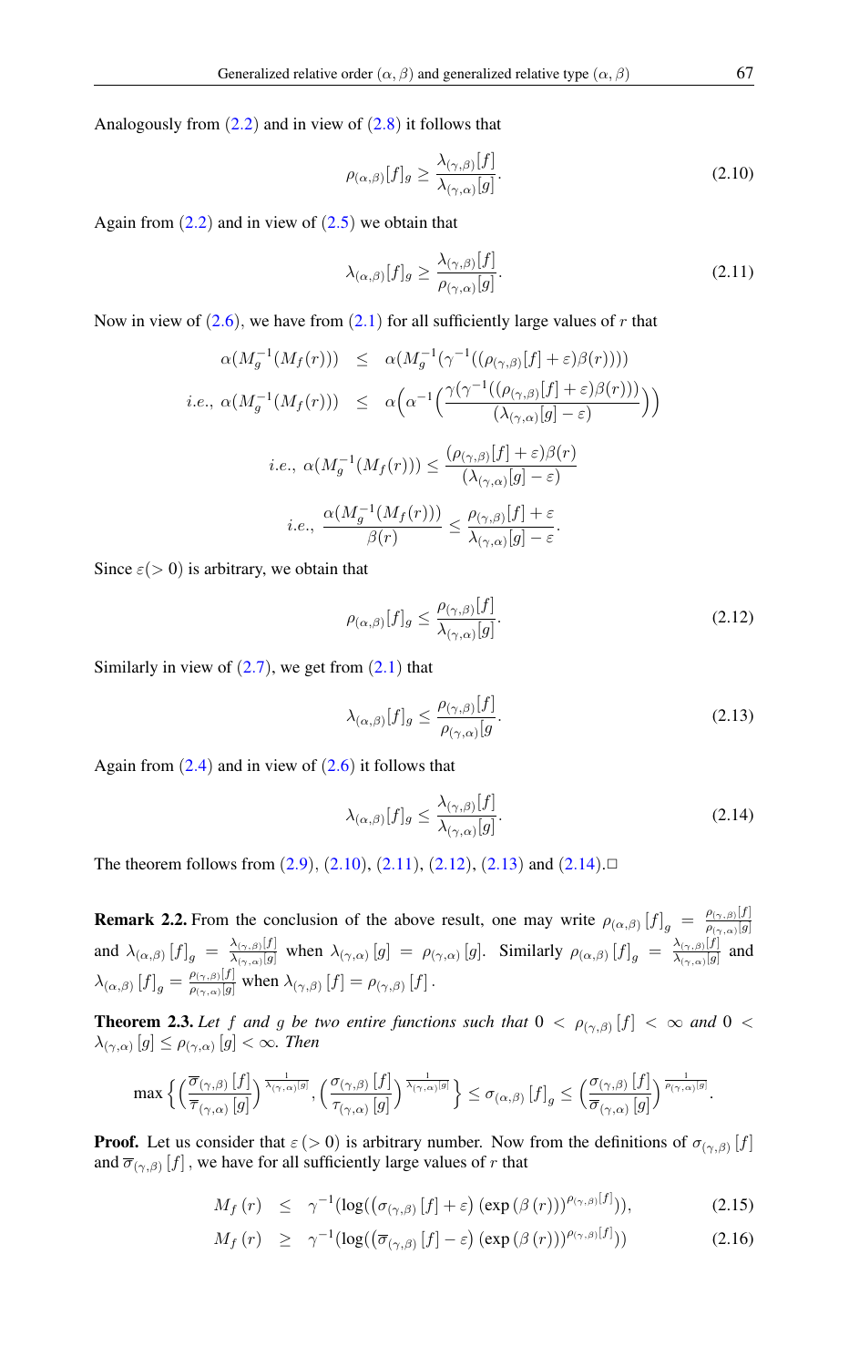Analogously from (2.2) and in view of (2.8) it follows that

$$\rho_{(\alpha,\beta)}[f]_g \geq \frac{\lambda_{(\gamma,\beta)}[f]}{\lambda_{(\gamma,\alpha)}[g]}. \tag{2.10}$$

Again from (2.2) and in view of (2.5) we obtain that

$$\lambda_{(\alpha,\beta)}[f]_g \geq \frac{\lambda_{(\gamma,\beta)}[f]}{\rho_{(\gamma,\alpha)}[g]}. \tag{2.11}$$

Now in view of (2.6), we have from (2.1) for all sufficiently large values of $r$ that

$$\begin{aligned}
\alpha(M_g^{-1}(M_f(r))) &\leq \alpha(M_g^{-1}(\gamma^{-1}((\rho_{(\gamma,\beta)}[f]+\varepsilon)\beta(r)))) \\
i.e.,\ \alpha(M_g^{-1}(M_f(r))) &\leq \alpha\Big(\alpha^{-1}\Big(\frac{\gamma(\gamma^{-1}((\rho_{(\gamma,\beta)}[f]+\varepsilon)\beta(r)))}{(\lambda_{(\gamma,\alpha)}[g]-\varepsilon)}\Big)\Big)
\end{aligned}$$

$$i.e.,\ \alpha(M_g^{-1}(M_f(r))) \leq \frac{(\rho_{(\gamma,\beta)}[f]+\varepsilon)\beta(r)}{(\lambda_{(\gamma,\alpha)}[g]-\varepsilon)}$$

$$i.e.,\ \frac{\alpha(M_g^{-1}(M_f(r)))}{\beta(r)} \leq \frac{\rho_{(\gamma,\beta)}[f]+\varepsilon}{\lambda_{(\gamma,\alpha)}[g]-\varepsilon}.$$

Since $\varepsilon(>0)$ is arbitrary, we obtain that

$$\rho_{(\alpha,\beta)}[f]_g \leq \frac{\rho_{(\gamma,\beta)}[f]}{\lambda_{(\gamma,\alpha)}[g]}. \tag{2.12}$$

Similarly in view of (2.7), we get from (2.1) that

$$\lambda_{(\alpha,\beta)}[f]_g \leq \frac{\rho_{(\gamma,\beta)}[f]}{\rho_{(\gamma,\alpha)}[g}. \tag{2.13}$$

Again from (2.4) and in view of (2.6) it follows that

$$\lambda_{(\alpha,\beta)}[f]_g \leq \frac{\lambda_{(\gamma,\beta)}[f]}{\lambda_{(\gamma,\alpha)}[g]}. \tag{2.14}$$

The theorem follows from (2.9), (2.10), (2.11), (2.12), (2.13) and (2.14).□

**Remark 2.2.** From the conclusion of the above result, one may write $\rho_{(\alpha,\beta)}[f]_g = \frac{\rho_{(\gamma,\beta)}[f]}{\rho_{(\gamma,\alpha)}[g]}$ and $\lambda_{(\alpha,\beta)}[f]_g = \frac{\lambda_{(\gamma,\beta)}[f]}{\lambda_{(\gamma,\alpha)}[g]}$ when $\lambda_{(\gamma,\alpha)}[g] = \rho_{(\gamma,\alpha)}[g]$. Similarly $\rho_{(\alpha,\beta)}[f]_g = \frac{\lambda_{(\gamma,\beta)}[f]}{\lambda_{(\gamma,\alpha)}[g]}$ and $\lambda_{(\alpha,\beta)}[f]_g = \frac{\rho_{(\gamma,\beta)}[f]}{\rho_{(\gamma,\alpha)}[g]}$ when $\lambda_{(\gamma,\beta)}[f] = \rho_{(\gamma,\beta)}[f]$.

**Theorem 2.3.** *Let $f$ and $g$ be two entire functions such that $0 < \rho_{(\gamma,\beta)}[f] < \infty$ and $0 < \lambda_{(\gamma,\alpha)}[g] \leq \rho_{(\gamma,\alpha)}[g] < \infty$. Then*

$$\max\Big\{\Big(\frac{\overline{\sigma}_{(\gamma,\beta)}[f]}{\overline{\tau}_{(\gamma,\alpha)}[g]}\Big)^{\frac{1}{\lambda_{(\gamma,\alpha)}[g]}}, \Big(\frac{\sigma_{(\gamma,\beta)}[f]}{\tau_{(\gamma,\alpha)}[g]}\Big)^{\frac{1}{\lambda_{(\gamma,\alpha)}[g]}}\Big\} \leq \sigma_{(\alpha,\beta)}[f]_g \leq \Big(\frac{\sigma_{(\gamma,\beta)}[f]}{\overline{\sigma}_{(\gamma,\alpha)}[g]}\Big)^{\frac{1}{\rho_{(\gamma,\alpha)}[g]}}.$$

**Proof.** Let us consider that $\varepsilon(>0)$ is arbitrary number. Now from the definitions of $\sigma_{(\gamma,\beta)}[f]$ and $\overline{\sigma}_{(\gamma,\beta)}[f]$, we have for all sufficiently large values of $r$ that

$$M_f(r) \leq \gamma^{-1}(\log((\sigma_{(\gamma,\beta)}[f]+\varepsilon)(\exp(\beta(r)))^{\rho_{(\gamma,\beta)}[f]})), \tag{2.15}$$

$$M_f(r) \geq \gamma^{-1}(\log((\overline{\sigma}_{(\gamma,\beta)}[f]-\varepsilon)(\exp(\beta(r)))^{\rho_{(\gamma,\beta)}[f]})) \tag{2.16}$$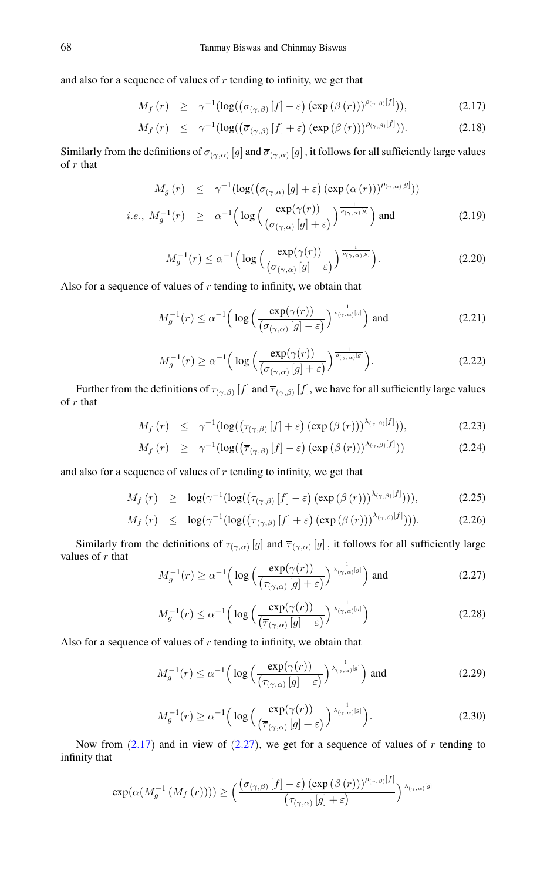and also for a sequence of values of $r$ tending to infinity, we get that

$$M_f(r) \geq \gamma^{-1}(\log((\sigma_{(\gamma,\beta)}[f] - \varepsilon)(\exp(\beta(r)))^{\rho_{(\gamma,\beta)}[f]})), \tag{2.17}$$

$$M_f(r) \leq \gamma^{-1}(\log((\overline{\sigma}_{(\gamma,\beta)}[f] + \varepsilon)(\exp(\beta(r)))^{\rho_{(\gamma,\beta)}[f]})). \tag{2.18}$$

Similarly from the definitions of $\sigma_{(\gamma,\alpha)}[g]$ and $\overline{\sigma}_{(\gamma,\alpha)}[g]$, it follows for all sufficiently large values of $r$ that

$$M_g(r) \leq \gamma^{-1}(\log((\sigma_{(\gamma,\alpha)}[g] + \varepsilon)(\exp(\alpha(r)))^{\rho_{(\gamma,\alpha)}[g]}))$$

$$i.e.,\ M_g^{-1}(r) \geq \alpha^{-1}\Big(\log\Big(\frac{\exp(\gamma(r))}{(\sigma_{(\gamma,\alpha)}[g] + \varepsilon)}\Big)^{\frac{1}{\rho_{(\gamma,\alpha)}[g]}}\Big) \text{ and} \tag{2.19}$$

$$M_g^{-1}(r) \leq \alpha^{-1}\Big(\log\Big(\frac{\exp(\gamma(r))}{(\overline{\sigma}_{(\gamma,\alpha)}[g] - \varepsilon)}\Big)^{\frac{1}{\rho_{(\gamma,\alpha)}[g]}}\Big). \tag{2.20}$$

Also for a sequence of values of $r$ tending to infinity, we obtain that

$$M_g^{-1}(r) \leq \alpha^{-1}\Big(\log\Big(\frac{\exp(\gamma(r))}{(\sigma_{(\gamma,\alpha)}[g] - \varepsilon)}\Big)^{\frac{1}{\rho_{(\gamma,\alpha)}[g]}}\Big) \text{ and} \tag{2.21}$$

$$M_g^{-1}(r) \geq \alpha^{-1}\Big(\log\Big(\frac{\exp(\gamma(r))}{(\overline{\sigma}_{(\gamma,\alpha)}[g] + \varepsilon)}\Big)^{\frac{1}{\rho_{(\gamma,\alpha)}[g]}}\Big). \tag{2.22}$$

Further from the definitions of $\tau_{(\gamma,\beta)}[f]$ and $\overline{\tau}_{(\gamma,\beta)}[f]$, we have for all sufficiently large values of $r$ that

$$M_f(r) \leq \gamma^{-1}(\log((\tau_{(\gamma,\beta)}[f] + \varepsilon)(\exp(\beta(r)))^{\lambda_{(\gamma,\beta)}[f]})), \tag{2.23}$$

$$M_f(r) \geq \gamma^{-1}(\log((\overline{\tau}_{(\gamma,\beta)}[f] - \varepsilon)(\exp(\beta(r)))^{\lambda_{(\gamma,\beta)}[f]})) \tag{2.24}$$

and also for a sequence of values of $r$ tending to infinity, we get that

$$M_f(r) \geq \log(\gamma^{-1}(\log((\tau_{(\gamma,\beta)}[f] - \varepsilon)(\exp(\beta(r)))^{\lambda_{(\gamma,\beta)}[f]}))), \tag{2.25}$$

$$M_f(r) \leq \log(\gamma^{-1}(\log((\overline{\tau}_{(\gamma,\beta)}[f] + \varepsilon)(\exp(\beta(r)))^{\lambda_{(\gamma,\beta)}[f]}))). \tag{2.26}$$

Similarly from the definitions of $\tau_{(\gamma,\alpha)}[g]$ and $\overline{\tau}_{(\gamma,\alpha)}[g]$, it follows for all sufficiently large values of $r$ that

$$M_g^{-1}(r) \geq \alpha^{-1}\Big(\log\Big(\frac{\exp(\gamma(r))}{(\tau_{(\gamma,\alpha)}[g] + \varepsilon)}\Big)^{\frac{1}{\lambda_{(\gamma,\alpha)}[g]}}\Big) \text{ and} \tag{2.27}$$

$$M_g^{-1}(r) \leq \alpha^{-1}\Big(\log\Big(\frac{\exp(\gamma(r))}{(\overline{\tau}_{(\gamma,\alpha)}[g] - \varepsilon)}\Big)^{\frac{1}{\lambda_{(\gamma,\alpha)}[g]}}\Big) \tag{2.28}$$

Also for a sequence of values of $r$ tending to infinity, we obtain that

$$M_g^{-1}(r) \leq \alpha^{-1}\Big(\log\Big(\frac{\exp(\gamma(r))}{(\tau_{(\gamma,\alpha)}[g] - \varepsilon)}\Big)^{\frac{1}{\lambda_{(\gamma,\alpha)}[g]}}\Big) \text{ and} \tag{2.29}$$

$$M_g^{-1}(r) \geq \alpha^{-1}\Big(\log\Big(\frac{\exp(\gamma(r))}{(\overline{\tau}_{(\gamma,\alpha)}[g] + \varepsilon)}\Big)^{\frac{1}{\lambda_{(\gamma,\alpha)}[g]}}\Big). \tag{2.30}$$

Now from (2.17) and in view of (2.27), we get for a sequence of values of $r$ tending to infinity that

$$\exp(\alpha(M_g^{-1}(M_f(r)))) \geq \Big(\frac{(\sigma_{(\gamma,\beta)}[f] - \varepsilon)(\exp(\beta(r)))^{\rho_{(\gamma,\beta)}[f]}}{(\tau_{(\gamma,\alpha)}[g] + \varepsilon)}\Big)^{\frac{1}{\lambda_{(\gamma,\alpha)}[g]}}$$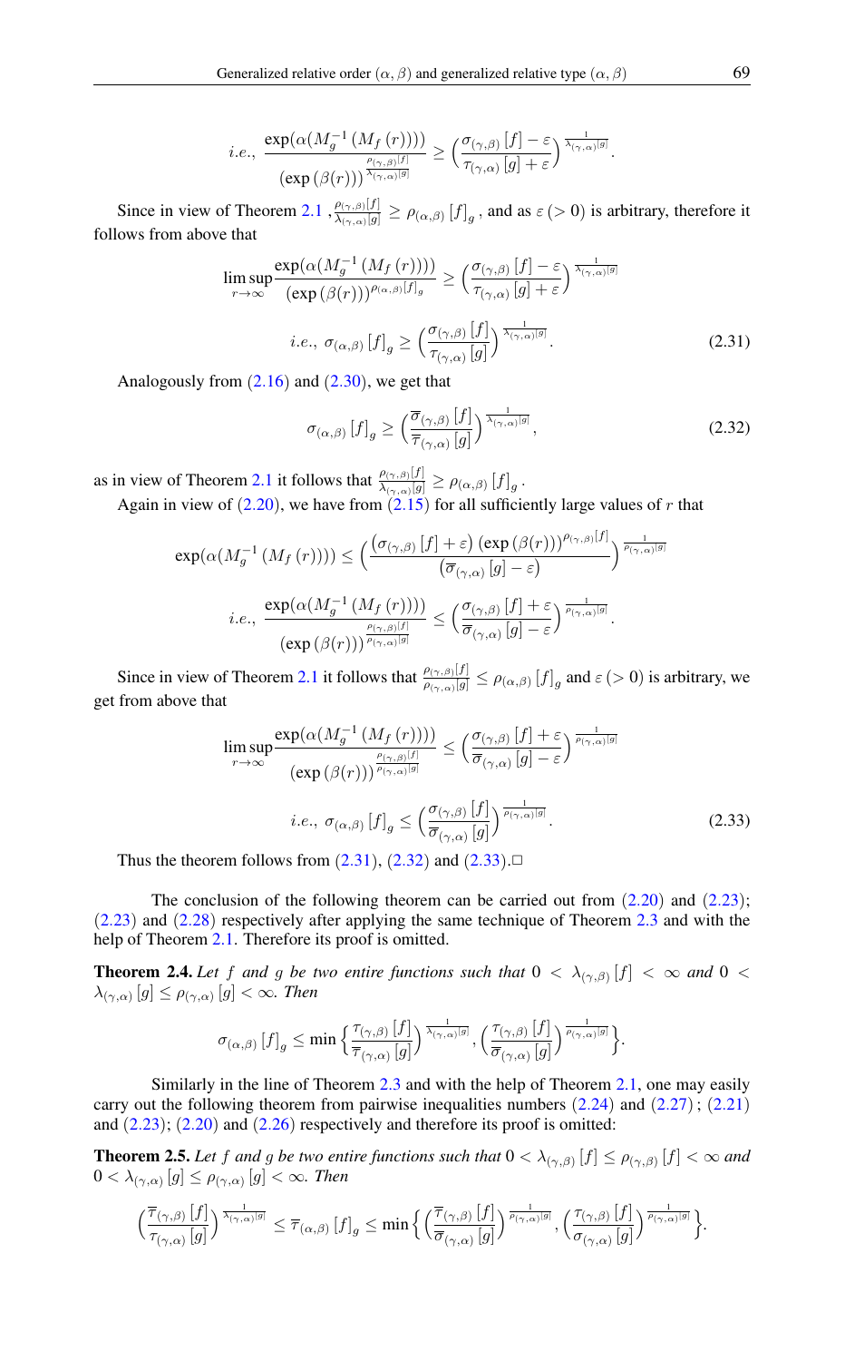$$i.e.,\ \frac{\exp(\alpha(M_g^{-1}(M_f(r))))}{(\exp(\beta(r)))^{\frac{\rho_{(\gamma,\beta)}[f]}{\lambda_{(\gamma,\alpha)}[g]}}} \geq \Big(\frac{\sigma_{(\gamma,\beta)}[f]-\varepsilon}{\tau_{(\gamma,\alpha)}[g]+\varepsilon}\Big)^{\frac{1}{\lambda_{(\gamma,\alpha)}[g]}}.$$

Since in view of Theorem 2.1 , $\frac{\rho_{(\gamma,\beta)}[f]}{\lambda_{(\gamma,\alpha)}[g]} \geq \rho_{(\alpha,\beta)}[f]_g$ , and as $\varepsilon\,(>0)$ is arbitrary, therefore it follows from above that

$$\limsup_{r\to\infty} \frac{\exp(\alpha(M_g^{-1}(M_f(r))))}{(\exp(\beta(r)))^{\rho_{(\alpha,\beta)}[f]_g}} \geq \Big(\frac{\sigma_{(\gamma,\beta)}[f]-\varepsilon}{\tau_{(\gamma,\alpha)}[g]+\varepsilon}\Big)^{\frac{1}{\lambda_{(\gamma,\alpha)}[g]}}$$

$$i.e.,\ \sigma_{(\alpha,\beta)}[f]_g \geq \Big(\frac{\sigma_{(\gamma,\beta)}[f]}{\tau_{(\gamma,\alpha)}[g]}\Big)^{\frac{1}{\lambda_{(\gamma,\alpha)}[g]}}. \tag{2.31}$$

Analogously from (2.16) and (2.30), we get that

$$\sigma_{(\alpha,\beta)}[f]_g \geq \Big(\frac{\overline{\sigma}_{(\gamma,\beta)}[f]}{\overline{\tau}_{(\gamma,\alpha)}[g]}\Big)^{\frac{1}{\lambda_{(\gamma,\alpha)}[g]}}, \tag{2.32}$$

as in view of Theorem 2.1 it follows that $\frac{\rho_{(\gamma,\beta)}[f]}{\lambda_{(\gamma,\alpha)}[g]} \geq \rho_{(\alpha,\beta)}[f]_g$ .

Again in view of (2.20), we have from (2.15) for all sufficiently large values of $r$ that

$$\exp(\alpha(M_g^{-1}(M_f(r)))) \leq \Big(\frac{(\sigma_{(\gamma,\beta)}[f]+\varepsilon)\,(\exp(\beta(r)))^{\rho_{(\gamma,\beta)}[f]}}{(\overline{\sigma}_{(\gamma,\alpha)}[g]-\varepsilon)}\Big)^{\frac{1}{\rho_{(\gamma,\alpha)}[g]}}$$

$$i.e.,\ \frac{\exp(\alpha(M_g^{-1}(M_f(r))))}{(\exp(\beta(r)))^{\frac{\rho_{(\gamma,\beta)}[f]}{\rho_{(\gamma,\alpha)}[g]}}} \leq \Big(\frac{\sigma_{(\gamma,\beta)}[f]+\varepsilon}{\overline{\sigma}_{(\gamma,\alpha)}[g]-\varepsilon}\Big)^{\frac{1}{\rho_{(\gamma,\alpha)}[g]}}.$$

Since in view of Theorem 2.1 it follows that $\frac{\rho_{(\gamma,\beta)}[f]}{\rho_{(\gamma,\alpha)}[g]} \leq \rho_{(\alpha,\beta)}[f]_g$ and $\varepsilon\,(>0)$ is arbitrary, we get from above that

$$\limsup_{r\to\infty} \frac{\exp(\alpha(M_g^{-1}(M_f(r))))}{(\exp(\beta(r)))^{\frac{\rho_{(\gamma,\beta)}[f]}{\rho_{(\gamma,\alpha)}[g]}}} \leq \Big(\frac{\sigma_{(\gamma,\beta)}[f]+\varepsilon}{\overline{\sigma}_{(\gamma,\alpha)}[g]-\varepsilon}\Big)^{\frac{1}{\rho_{(\gamma,\alpha)}[g]}}$$

$$i.e.,\ \sigma_{(\alpha,\beta)}[f]_g \leq \Big(\frac{\sigma_{(\gamma,\beta)}[f]}{\overline{\sigma}_{(\gamma,\alpha)}[g]}\Big)^{\frac{1}{\rho_{(\gamma,\alpha)}[g]}}. \tag{2.33}$$

Thus the theorem follows from (2.31), (2.32) and (2.33).□

The conclusion of the following theorem can be carried out from (2.20) and (2.23); (2.23) and (2.28) respectively after applying the same technique of Theorem 2.3 and with the help of Theorem 2.1. Therefore its proof is omitted.

**Theorem 2.4.** *Let $f$ and $g$ be two entire functions such that $0 < \lambda_{(\gamma,\beta)}[f] < \infty$ and $0 < \lambda_{(\gamma,\alpha)}[g] \leq \rho_{(\gamma,\alpha)}[g] < \infty$. Then*

$$\sigma_{(\alpha,\beta)}[f]_g \leq \min\Big\{\Big(\frac{\tau_{(\gamma,\beta)}[f]}{\overline{\tau}_{(\gamma,\alpha)}[g]}\Big)^{\frac{1}{\lambda_{(\gamma,\alpha)}[g]}}, \Big(\frac{\tau_{(\gamma,\beta)}[f]}{\overline{\sigma}_{(\gamma,\alpha)}[g]}\Big)^{\frac{1}{\rho_{(\gamma,\alpha)}[g]}}\Big\}.$$

Similarly in the line of Theorem 2.3 and with the help of Theorem 2.1, one may easily carry out the following theorem from pairwise inequalities numbers (2.24) and (2.27) ; (2.21) and (2.23); (2.20) and (2.26) respectively and therefore its proof is omitted:

**Theorem 2.5.** *Let $f$ and $g$ be two entire functions such that $0 < \lambda_{(\gamma,\beta)}[f] \leq \rho_{(\gamma,\beta)}[f] < \infty$ and $0 < \lambda_{(\gamma,\alpha)}[g] \leq \rho_{(\gamma,\alpha)}[g] < \infty$. Then*

$$\Big(\frac{\overline{\tau}_{(\gamma,\beta)}[f]}{\tau_{(\gamma,\alpha)}[g]}\Big)^{\frac{1}{\lambda_{(\gamma,\alpha)}[g]}} \leq \overline{\tau}_{(\alpha,\beta)}[f]_g \leq \min\Big\{\Big(\frac{\overline{\tau}_{(\gamma,\beta)}[f]}{\overline{\sigma}_{(\gamma,\alpha)}[g]}\Big)^{\frac{1}{\rho_{(\gamma,\alpha)}[g]}}, \Big(\frac{\tau_{(\gamma,\beta)}[f]}{\sigma_{(\gamma,\alpha)}[g]}\Big)^{\frac{1}{\rho_{(\gamma,\alpha)}[g]}}\Big\}.$$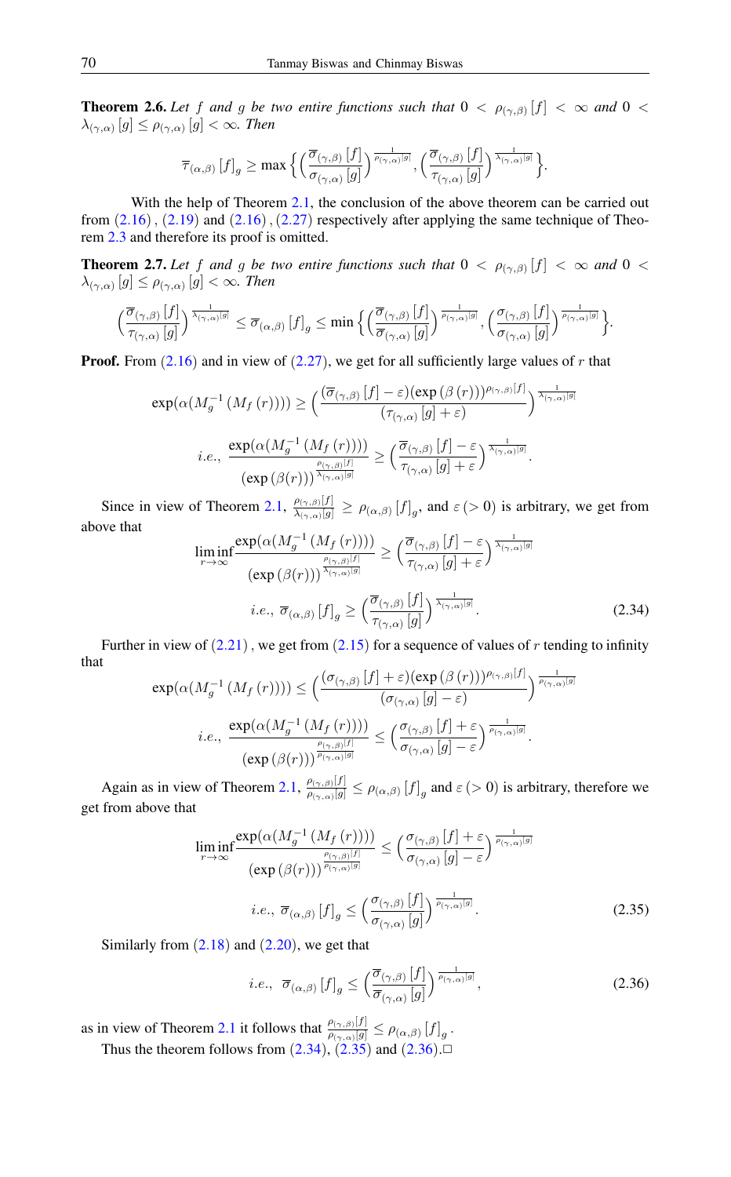**Theorem 2.6.** *Let $f$ and $g$ be two entire functions such that $0 < \rho_{(\gamma,\beta)}[f] < \infty$ and $0 < \lambda_{(\gamma,\alpha)}[g] \le \rho_{(\gamma,\alpha)}[g] < \infty$. Then*

$$\overline{\tau}_{(\alpha,\beta)}[f]_g \ge \max\Big\{\Big(\frac{\overline{\sigma}_{(\gamma,\beta)}[f]}{\sigma_{(\gamma,\alpha)}[g]}\Big)^{\frac{1}{\rho_{(\gamma,\alpha)}[g]}}, \Big(\frac{\overline{\sigma}_{(\gamma,\beta)}[f]}{\tau_{(\gamma,\alpha)}[g]}\Big)^{\frac{1}{\lambda_{(\gamma,\alpha)}[g]}}\Big\}.$$

With the help of Theorem 2.1, the conclusion of the above theorem can be carried out from (2.16), (2.19) and (2.16), (2.27) respectively after applying the same technique of Theorem 2.3 and therefore its proof is omitted.

**Theorem 2.7.** *Let $f$ and $g$ be two entire functions such that $0 < \rho_{(\gamma,\beta)}[f] < \infty$ and $0 < \lambda_{(\gamma,\alpha)}[g] \le \rho_{(\gamma,\alpha)}[g] < \infty$. Then*

$$\Big(\frac{\overline{\sigma}_{(\gamma,\beta)}[f]}{\tau_{(\gamma,\alpha)}[g]}\Big)^{\frac{1}{\lambda_{(\gamma,\alpha)}[g]}} \le \overline{\sigma}_{(\alpha,\beta)}[f]_g \le \min\Big\{\Big(\frac{\overline{\sigma}_{(\gamma,\beta)}[f]}{\overline{\sigma}_{(\gamma,\alpha)}[g]}\Big)^{\frac{1}{\rho_{(\gamma,\alpha)}[g]}}, \Big(\frac{\sigma_{(\gamma,\beta)}[f]}{\sigma_{(\gamma,\alpha)}[g]}\Big)^{\frac{1}{\rho_{(\gamma,\alpha)}[g]}}\Big\}.$$

**Proof.** From (2.16) and in view of (2.27), we get for all sufficiently large values of $r$ that

$$\exp(\alpha(M_g^{-1}(M_f(r)))) \ge \Big(\frac{(\overline{\sigma}_{(\gamma,\beta)}[f]-\varepsilon)(\exp(\beta(r)))^{\rho_{(\gamma,\beta)}[f]}}{(\tau_{(\gamma,\alpha)}[g]+\varepsilon)}\Big)^{\frac{1}{\lambda_{(\gamma,\alpha)}[g]}}$$

$$i.e.,\ \frac{\exp(\alpha(M_g^{-1}(M_f(r))))}{(\exp(\beta(r)))^{\frac{\rho_{(\gamma,\beta)}[f]}{\lambda_{(\gamma,\alpha)}[g]}}} \ge \Big(\frac{\overline{\sigma}_{(\gamma,\beta)}[f]-\varepsilon}{\tau_{(\gamma,\alpha)}[g]+\varepsilon}\Big)^{\frac{1}{\lambda_{(\gamma,\alpha)}[g]}}.$$

Since in view of Theorem 2.1, $\frac{\rho_{(\gamma,\beta)}[f]}{\lambda_{(\gamma,\alpha)}[g]} \ge \rho_{(\alpha,\beta)}[f]_g$, and $\varepsilon\,(>0)$ is arbitrary, we get from above that

$$\liminf_{r\to\infty}\frac{\exp(\alpha(M_g^{-1}(M_f(r))))}{(\exp(\beta(r)))^{\frac{\rho_{(\gamma,\beta)}[f]}{\lambda_{(\gamma,\alpha)}[g]}}} \ge \Big(\frac{\overline{\sigma}_{(\gamma,\beta)}[f]-\varepsilon}{\tau_{(\gamma,\alpha)}[g]+\varepsilon}\Big)^{\frac{1}{\lambda_{(\gamma,\alpha)}[g]}}$$

$$i.e.,\ \overline{\sigma}_{(\alpha,\beta)}[f]_g \ge \Big(\frac{\overline{\sigma}_{(\gamma,\beta)}[f]}{\tau_{(\gamma,\alpha)}[g]}\Big)^{\frac{1}{\lambda_{(\gamma,\alpha)}[g]}}. \tag{2.34}$$

Further in view of (2.21), we get from (2.15) for a sequence of values of $r$ tending to infinity that

$$\exp(\alpha(M_g^{-1}(M_f(r)))) \le \Big(\frac{(\sigma_{(\gamma,\beta)}[f]+\varepsilon)(\exp(\beta(r)))^{\rho_{(\gamma,\beta)}[f]}}{(\sigma_{(\gamma,\alpha)}[g]-\varepsilon)}\Big)^{\frac{1}{\rho_{(\gamma,\alpha)}[g]}}$$

$$i.e.,\ \frac{\exp(\alpha(M_g^{-1}(M_f(r))))}{(\exp(\beta(r)))^{\frac{\rho_{(\gamma,\beta)}[f]}{\rho_{(\gamma,\alpha)}[g]}}} \le \Big(\frac{\sigma_{(\gamma,\beta)}[f]+\varepsilon}{\sigma_{(\gamma,\alpha)}[g]-\varepsilon}\Big)^{\frac{1}{\rho_{(\gamma,\alpha)}[g]}}.$$

Again as in view of Theorem 2.1, $\frac{\rho_{(\gamma,\beta)}[f]}{\rho_{(\gamma,\alpha)}[g]} \le \rho_{(\alpha,\beta)}[f]_g$ and $\varepsilon\,(>0)$ is arbitrary, therefore we get from above that

$$\liminf_{r\to\infty}\frac{\exp(\alpha(M_g^{-1}(M_f(r))))}{(\exp(\beta(r)))^{\frac{\rho_{(\gamma,\beta)}[f]}{\rho_{(\gamma,\alpha)}[g]}}} \le \Big(\frac{\sigma_{(\gamma,\beta)}[f]+\varepsilon}{\sigma_{(\gamma,\alpha)}[g]-\varepsilon}\Big)^{\frac{1}{\rho_{(\gamma,\alpha)}[g]}}$$

$$i.e.,\ \overline{\sigma}_{(\alpha,\beta)}[f]_g \le \Big(\frac{\sigma_{(\gamma,\beta)}[f]}{\sigma_{(\gamma,\alpha)}[g]}\Big)^{\frac{1}{\rho_{(\gamma,\alpha)}[g]}}. \tag{2.35}$$

Similarly from (2.18) and (2.20), we get that

$$i.e.,\ \overline{\sigma}_{(\alpha,\beta)}[f]_g \le \Big(\frac{\overline{\sigma}_{(\gamma,\beta)}[f]}{\overline{\sigma}_{(\gamma,\alpha)}[g]}\Big)^{\frac{1}{\rho_{(\gamma,\alpha)}[g]}}, \tag{2.36}$$

as in view of Theorem 2.1 it follows that $\frac{\rho_{(\gamma,\beta)}[f]}{\rho_{(\gamma,\alpha)}[g]} \le \rho_{(\alpha,\beta)}[f]_g$.

Thus the theorem follows from (2.34), (2.35) and (2.36).□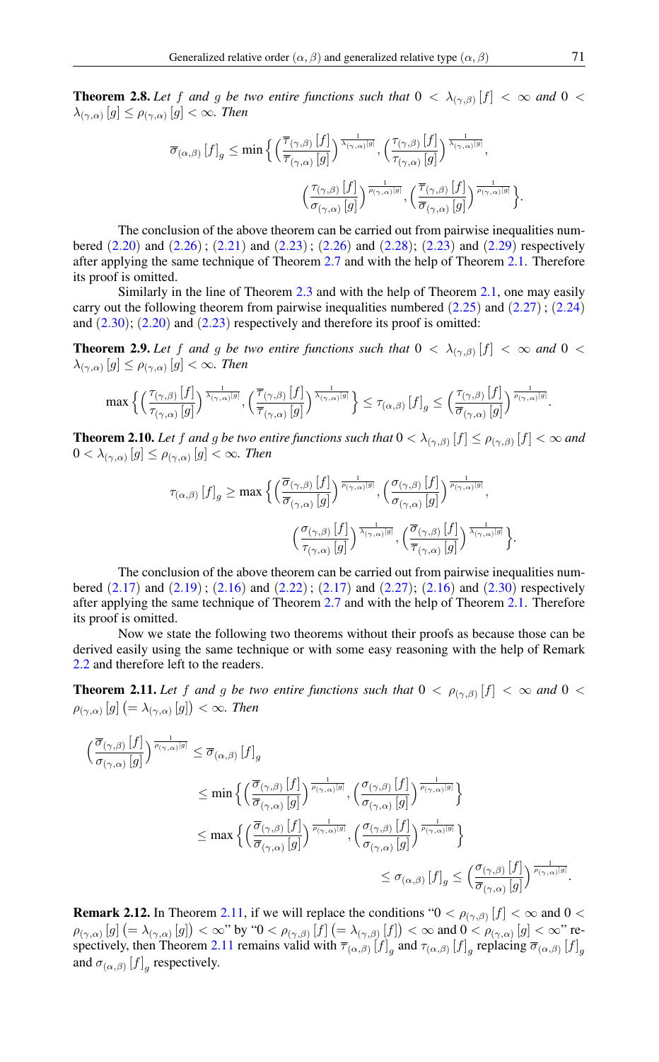**Theorem 2.8.** *Let $f$ and $g$ be two entire functions such that $0 < \lambda_{(\gamma,\beta)}[f] < \infty$ and $0 < \lambda_{(\gamma,\alpha)}[g] \le \rho_{(\gamma,\alpha)}[g] < \infty$. Then*

$$\overline{\sigma}_{(\alpha,\beta)}[f]_g \le \min\Big\{\Big(\frac{\overline{\tau}_{(\gamma,\beta)}[f]}{\overline{\tau}_{(\gamma,\alpha)}[g]}\Big)^{\frac{1}{\lambda_{(\gamma,\alpha)}[g]}}, \Big(\frac{\tau_{(\gamma,\beta)}[f]}{\tau_{(\gamma,\alpha)}[g]}\Big)^{\frac{1}{\lambda_{(\gamma,\alpha)}[g]}},$$

$$\Big(\frac{\tau_{(\gamma,\beta)}[f]}{\sigma_{(\gamma,\alpha)}[g]}\Big)^{\frac{1}{\rho_{(\gamma,\alpha)}[g]}}, \Big(\frac{\overline{\tau}_{(\gamma,\beta)}[f]}{\overline{\sigma}_{(\gamma,\alpha)}[g]}\Big)^{\frac{1}{\rho_{(\gamma,\alpha)}[g]}}\Big\}.$$

The conclusion of the above theorem can be carried out from pairwise inequalities numbered (2.20) and (2.26) ; (2.21) and (2.23) ; (2.26) and (2.28); (2.23) and (2.29) respectively after applying the same technique of Theorem 2.7 and with the help of Theorem 2.1. Therefore its proof is omitted.

Similarly in the line of Theorem 2.3 and with the help of Theorem 2.1, one may easily carry out the following theorem from pairwise inequalities numbered (2.25) and (2.27) ; (2.24) and (2.30); (2.20) and (2.23) respectively and therefore its proof is omitted:

**Theorem 2.9.** *Let $f$ and $g$ be two entire functions such that $0 < \lambda_{(\gamma,\beta)}[f] < \infty$ and $0 < \lambda_{(\gamma,\alpha)}[g] \le \rho_{(\gamma,\alpha)}[g] < \infty$. Then*

$$\max\Big\{\Big(\frac{\tau_{(\gamma,\beta)}[f]}{\tau_{(\gamma,\alpha)}[g]}\Big)^{\frac{1}{\lambda_{(\gamma,\alpha)}[g]}}, \Big(\frac{\overline{\tau}_{(\gamma,\beta)}[f]}{\overline{\tau}_{(\gamma,\alpha)}[g]}\Big)^{\frac{1}{\lambda_{(\gamma,\alpha)}[g]}}\Big\} \le \tau_{(\alpha,\beta)}[f]_g \le \Big(\frac{\tau_{(\gamma,\beta)}[f]}{\overline{\sigma}_{(\gamma,\alpha)}[g]}\Big)^{\frac{1}{\rho_{(\gamma,\alpha)}[g]}}.$$

**Theorem 2.10.** *Let $f$ and $g$ be two entire functions such that $0 < \lambda_{(\gamma,\beta)}[f] \le \rho_{(\gamma,\beta)}[f] < \infty$ and $0 < \lambda_{(\gamma,\alpha)}[g] \le \rho_{(\gamma,\alpha)}[g] < \infty$. Then*

$$\tau_{(\alpha,\beta)}[f]_g \ge \max\Big\{\Big(\frac{\overline{\sigma}_{(\gamma,\beta)}[f]}{\overline{\sigma}_{(\gamma,\alpha)}[g]}\Big)^{\frac{1}{\rho_{(\gamma,\alpha)}[g]}}, \Big(\frac{\sigma_{(\gamma,\beta)}[f]}{\sigma_{(\gamma,\alpha)}[g]}\Big)^{\frac{1}{\rho_{(\gamma,\alpha)}[g]}},$$

$$\Big(\frac{\sigma_{(\gamma,\beta)}[f]}{\tau_{(\gamma,\alpha)}[g]}\Big)^{\frac{1}{\lambda_{(\gamma,\alpha)}[g]}}, \Big(\frac{\overline{\sigma}_{(\gamma,\beta)}[f]}{\overline{\tau}_{(\gamma,\alpha)}[g]}\Big)^{\frac{1}{\lambda_{(\gamma,\alpha)}[g]}}\Big\}.$$

The conclusion of the above theorem can be carried out from pairwise inequalities numbered (2.17) and (2.19) ; (2.16) and (2.22) ; (2.17) and (2.27); (2.16) and (2.30) respectively after applying the same technique of Theorem 2.7 and with the help of Theorem 2.1. Therefore its proof is omitted.

Now we state the following two theorems without their proofs as because those can be derived easily using the same technique or with some easy reasoning with the help of Remark 2.2 and therefore left to the readers.

**Theorem 2.11.** *Let $f$ and $g$ be two entire functions such that $0 < \rho_{(\gamma,\beta)}[f] < \infty$ and $0 < \rho_{(\gamma,\alpha)}[g] \left(= \lambda_{(\gamma,\alpha)}[g]\right) < \infty$. Then*

$$\Big(\frac{\overline{\sigma}_{(\gamma,\beta)}[f]}{\sigma_{(\gamma,\alpha)}[g]}\Big)^{\frac{1}{\rho_{(\gamma,\alpha)}[g]}} \le \overline{\sigma}_{(\alpha,\beta)}[f]_g$$

$$\le \min\Big\{\Big(\frac{\overline{\sigma}_{(\gamma,\beta)}[f]}{\overline{\sigma}_{(\gamma,\alpha)}[g]}\Big)^{\frac{1}{\rho_{(\gamma,\alpha)}[g]}}, \Big(\frac{\sigma_{(\gamma,\beta)}[f]}{\sigma_{(\gamma,\alpha)}[g]}\Big)^{\frac{1}{\rho_{(\gamma,\alpha)}[g]}}\Big\}$$

$$\le \max\Big\{\Big(\frac{\overline{\sigma}_{(\gamma,\beta)}[f]}{\overline{\sigma}_{(\gamma,\alpha)}[g]}\Big)^{\frac{1}{\rho_{(\gamma,\alpha)}[g]}}, \Big(\frac{\sigma_{(\gamma,\beta)}[f]}{\sigma_{(\gamma,\alpha)}[g]}\Big)^{\frac{1}{\rho_{(\gamma,\alpha)}[g]}}\Big\}$$

$$\le \sigma_{(\alpha,\beta)}[f]_g \le \Big(\frac{\sigma_{(\gamma,\beta)}[f]}{\overline{\sigma}_{(\gamma,\alpha)}[g]}\Big)^{\frac{1}{\rho_{(\gamma,\alpha)}[g]}}.$$

**Remark 2.12.** In Theorem 2.11, if we will replace the conditions "$0 < \rho_{(\gamma,\beta)}[f] < \infty$ and $0 < \rho_{(\gamma,\alpha)}[g] \left(= \lambda_{(\gamma,\alpha)}[g]\right) < \infty$" by "$0 < \rho_{(\gamma,\beta)}[f] \left(= \lambda_{(\gamma,\beta)}[f]\right) < \infty$ and $0 < \rho_{(\gamma,\alpha)}[g] < \infty$" respectively, then Theorem 2.11 remains valid with $\overline{\tau}_{(\alpha,\beta)}[f]_g$ and $\tau_{(\alpha,\beta)}[f]_g$ replacing $\overline{\sigma}_{(\alpha,\beta)}[f]_g$ and $\sigma_{(\alpha,\beta)}[f]_g$ respectively.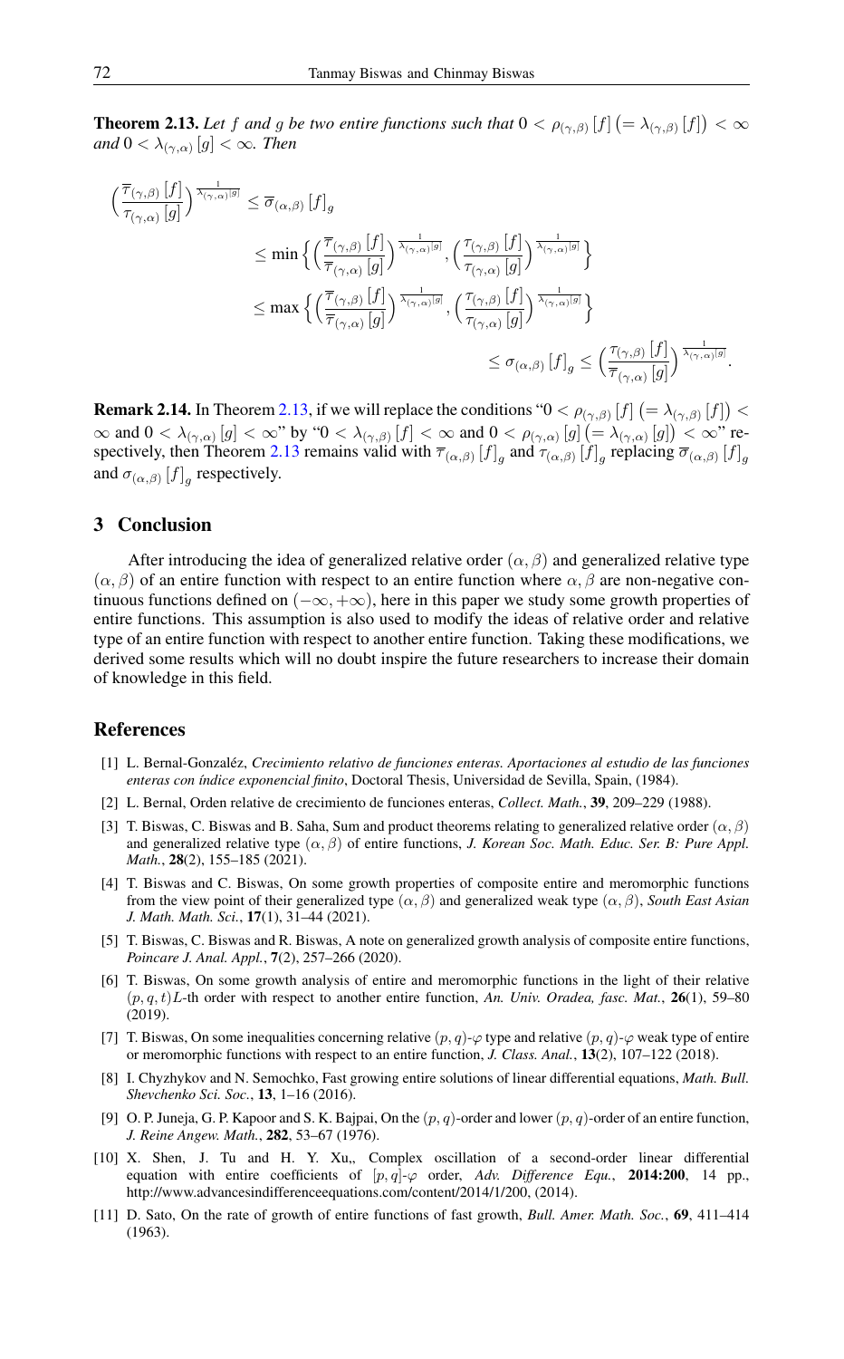**Theorem 2.13.** *Let $f$ and $g$ be two entire functions such that $0 < \rho_{(\gamma,\beta)}[f] \left(= \lambda_{(\gamma,\beta)}[f]\right) < \infty$ and $0 < \lambda_{(\gamma,\alpha)}[g] < \infty$. Then*

$$
\begin{aligned}
\Big(\frac{\overline{\tau}_{(\gamma,\beta)}[f]}{\tau_{(\gamma,\alpha)}[g]}\Big)^{\frac{1}{\lambda_{(\gamma,\alpha)}[g]}} &\leq \overline{\sigma}_{(\alpha,\beta)}[f]_g \\
&\leq \min\Big\{\Big(\frac{\overline{\tau}_{(\gamma,\beta)}[f]}{\overline{\tau}_{(\gamma,\alpha)}[g]}\Big)^{\frac{1}{\lambda_{(\gamma,\alpha)}[g]}}, \Big(\frac{\tau_{(\gamma,\beta)}[f]}{\tau_{(\gamma,\alpha)}[g]}\Big)^{\frac{1}{\lambda_{(\gamma,\alpha)}[g]}}\Big\} \\
&\leq \max\Big\{\Big(\frac{\overline{\tau}_{(\gamma,\beta)}[f]}{\overline{\tau}_{(\gamma,\alpha)}[g]}\Big)^{\frac{1}{\lambda_{(\gamma,\alpha)}[g]}}, \Big(\frac{\tau_{(\gamma,\beta)}[f]}{\tau_{(\gamma,\alpha)}[g]}\Big)^{\frac{1}{\lambda_{(\gamma,\alpha)}[g]}}\Big\} \\
&\leq \sigma_{(\alpha,\beta)}[f]_g \leq \Big(\frac{\tau_{(\gamma,\beta)}[f]}{\overline{\tau}_{(\gamma,\alpha)}[g]}\Big)^{\frac{1}{\lambda_{(\gamma,\alpha)}[g]}}.
\end{aligned}
$$

**Remark 2.14.** In Theorem 2.13, if we will replace the conditions "$0 < \rho_{(\gamma,\beta)}[f] \left(= \lambda_{(\gamma,\beta)}[f]\right) < \infty$ and $0 < \lambda_{(\gamma,\alpha)}[g] < \infty$" by "$0 < \lambda_{(\gamma,\beta)}[f] < \infty$ and $0 < \rho_{(\gamma,\alpha)}[g] \left(= \lambda_{(\gamma,\alpha)}[g]\right) < \infty$" respectively, then Theorem 2.13 remains valid with $\overline{\tau}_{(\alpha,\beta)}[f]_g$ and $\tau_{(\alpha,\beta)}[f]_g$ replacing $\overline{\sigma}_{(\alpha,\beta)}[f]_g$ and $\sigma_{(\alpha,\beta)}[f]_g$ respectively.

## 3 Conclusion

After introducing the idea of generalized relative order $(\alpha, \beta)$ and generalized relative type $(\alpha, \beta)$ of an entire function with respect to an entire function where $\alpha, \beta$ are non-negative continuous functions defined on $(-\infty, +\infty)$, here in this paper we study some growth properties of entire functions. This assumption is also used to modify the ideas of relative order and relative type of an entire function with respect to another entire function. Taking these modifications, we derived some results which will no doubt inspire the future researchers to increase their domain of knowledge in this field.

## References

[1] L. Bernal-Gonzaléz, *Crecimiento relativo de funciones enteras. Aportaciones al estudio de las funciones enteras con índice exponencial finito*, Doctoral Thesis, Universidad de Sevilla, Spain, (1984).

[2] L. Bernal, Orden relative de crecimiento de funciones enteras, *Collect. Math.*, **39**, 209–229 (1988).

[3] T. Biswas, C. Biswas and B. Saha, Sum and product theorems relating to generalized relative order $(\alpha, \beta)$ and generalized relative type $(\alpha, \beta)$ of entire functions, *J. Korean Soc. Math. Educ. Ser. B: Pure Appl. Math.*, **28**(2), 155–185 (2021).

[4] T. Biswas and C. Biswas, On some growth properties of composite entire and meromorphic functions from the view point of their generalized type $(\alpha, \beta)$ and generalized weak type $(\alpha, \beta)$, *South East Asian J. Math. Math. Sci.*, **17**(1), 31–44 (2021).

[5] T. Biswas, C. Biswas and R. Biswas, A note on generalized growth analysis of composite entire functions, *Poincare J. Anal. Appl.*, **7**(2), 257–266 (2020).

[6] T. Biswas, On some growth analysis of entire and meromorphic functions in the light of their relative $(p, q, t)L$-th order with respect to another entire function, *An. Univ. Oradea, fasc. Mat.*, **26**(1), 59–80 (2019).

[7] T. Biswas, On some inequalities concerning relative $(p, q)$-$\varphi$ type and relative $(p, q)$-$\varphi$ weak type of entire or meromorphic functions with respect to an entire function, *J. Class. Anal.*, **13**(2), 107–122 (2018).

[8] I. Chyzhykov and N. Semochko, Fast growing entire solutions of linear differential equations, *Math. Bull. Shevchenko Sci. Soc.*, **13**, 1–16 (2016).

[9] O. P. Juneja, G. P. Kapoor and S. K. Bajpai, On the $(p, q)$-order and lower $(p, q)$-order of an entire function, *J. Reine Angew. Math.*, **282**, 53–67 (1976).

[10] X. Shen, J. Tu and H. Y. Xu,, Complex oscillation of a second-order linear differential equation with entire coefficients of $[p, q]$-$\varphi$ order, *Adv. Difference Equ.*, **2014:200**, 14 pp., http://www.advancesindifferenceequations.com/content/2014/1/200, (2014).

[11] D. Sato, On the rate of growth of entire functions of fast growth, *Bull. Amer. Math. Soc.*, **69**, 411–414 (1963).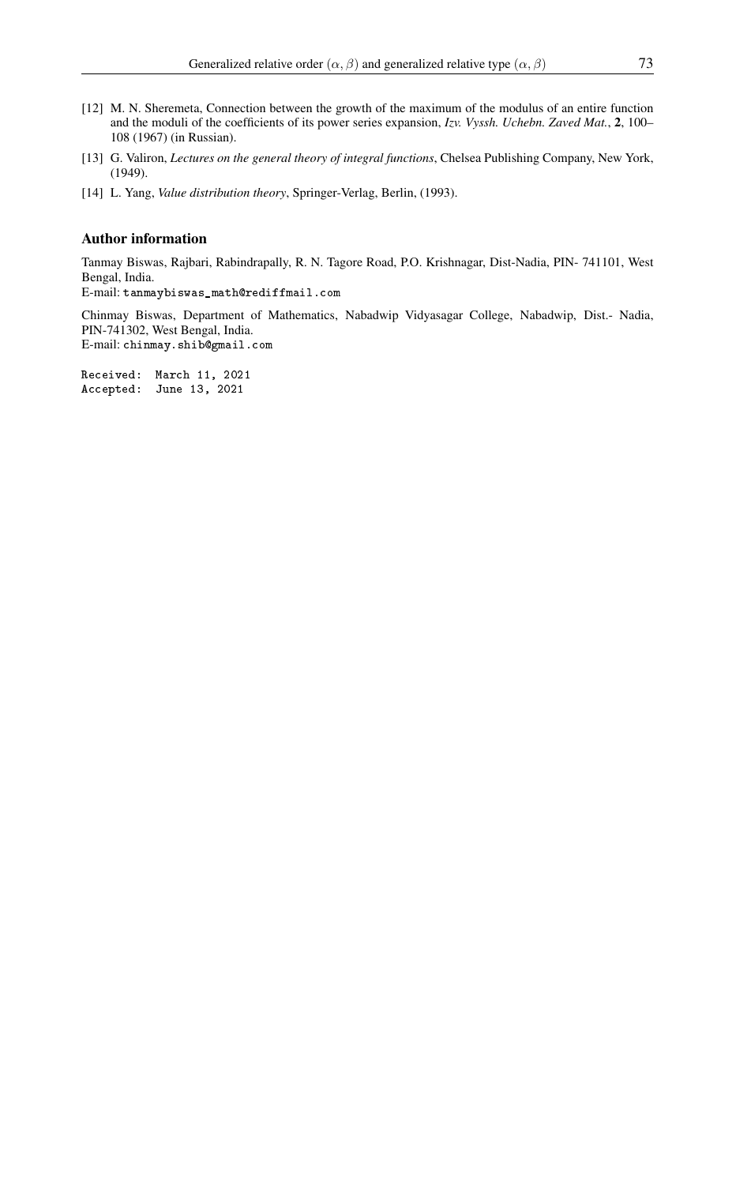[12] M. N. Sheremeta, Connection between the growth of the maximum of the modulus of an entire function and the moduli of the coefficients of its power series expansion, *Izv. Vyssh. Uchebn. Zaved Mat.*, **2**, 100–108 (1967) (in Russian).

[13] G. Valiron, *Lectures on the general theory of integral functions*, Chelsea Publishing Company, New York, (1949).

[14] L. Yang, *Value distribution theory*, Springer-Verlag, Berlin, (1993).

## Author information

Tanmay Biswas, Rajbari, Rabindrapally, R. N. Tagore Road, P.O. Krishnagar, Dist-Nadia, PIN- 741101, West Bengal, India.
E-mail: tanmaybiswas_math@rediffmail.com

Chinmay Biswas, Department of Mathematics, Nabadwip Vidyasagar College, Nabadwip, Dist.- Nadia, PIN-741302, West Bengal, India.
E-mail: chinmay.shib@gmail.com

Received: March 11, 2021
Accepted: June 13, 2021